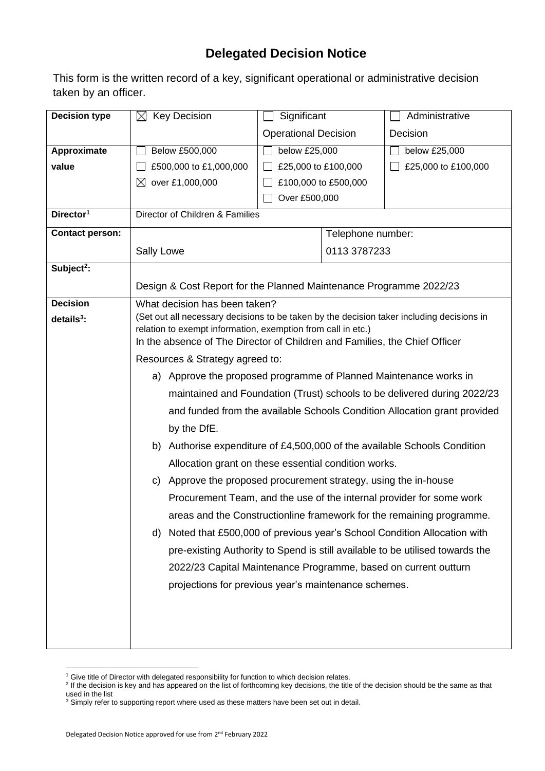# Delegated Decision Notice

This form is the written record of a key, significant operational or administrative decision taken by an officer.

| **Decision type** | ☒ Key Decision | ☐ Significant Operational Decision | | ☐ Administrative Decision |
|---|---|---|---|---|
| **Approximate value** | ☐ Below £500,000<br>☐ £500,000 to £1,000,000<br>☒ over £1,000,000 | ☐ below £25,000<br>☐ £25,000 to £100,000<br>☐ £100,000 to £500,000<br>☐ Over £500,000 | | ☐ below £25,000<br>☐ £25,000 to £100,000 |
| **Director[1]** | Director of Children & Families | | | |
| **Contact person:** | Sally Lowe | | Telephone number:<br>0113 3787233 | |
| **Subject[2]:** | Design & Cost Report for the Planned Maintenance Programme 2022/23 | | | |
| **Decision details[3]:** | What decision has been taken?<br>(Set out all necessary decisions to be taken by the decision taker including decisions in relation to exempt information, exemption from call in etc.)<br>In the absence of The Director of Children and Families, the Chief Officer Resources & Strategy agreed to:<br>a) Approve the proposed programme of Planned Maintenance works in maintained and Foundation (Trust) schools to be delivered during 2022/23 and funded from the available Schools Condition Allocation grant provided by the DfE.<br>b) Authorise expenditure of £4,500,000 of the available Schools Condition Allocation grant on these essential condition works.<br>c) Approve the proposed procurement strategy, using the in-house Procurement Team, and the use of the internal provider for some work areas and the Constructionline framework for the remaining programme.<br>d) Noted that £500,000 of previous year's School Condition Allocation with pre-existing Authority to Spend is still available to be utilised towards the 2022/23 Capital Maintenance Programme, based on current outturn projections for previous year's maintenance schemes. | | | |

[1] Give title of Director with delegated responsibility for function to which decision relates.

[2] If the decision is key and has appeared on the list of forthcoming key decisions, the title of the decision should be the same as that used in the list

[3] Simply refer to supporting report where used as these matters have been set out in detail.

Delegated Decision Notice approved for use from 2nd February 2022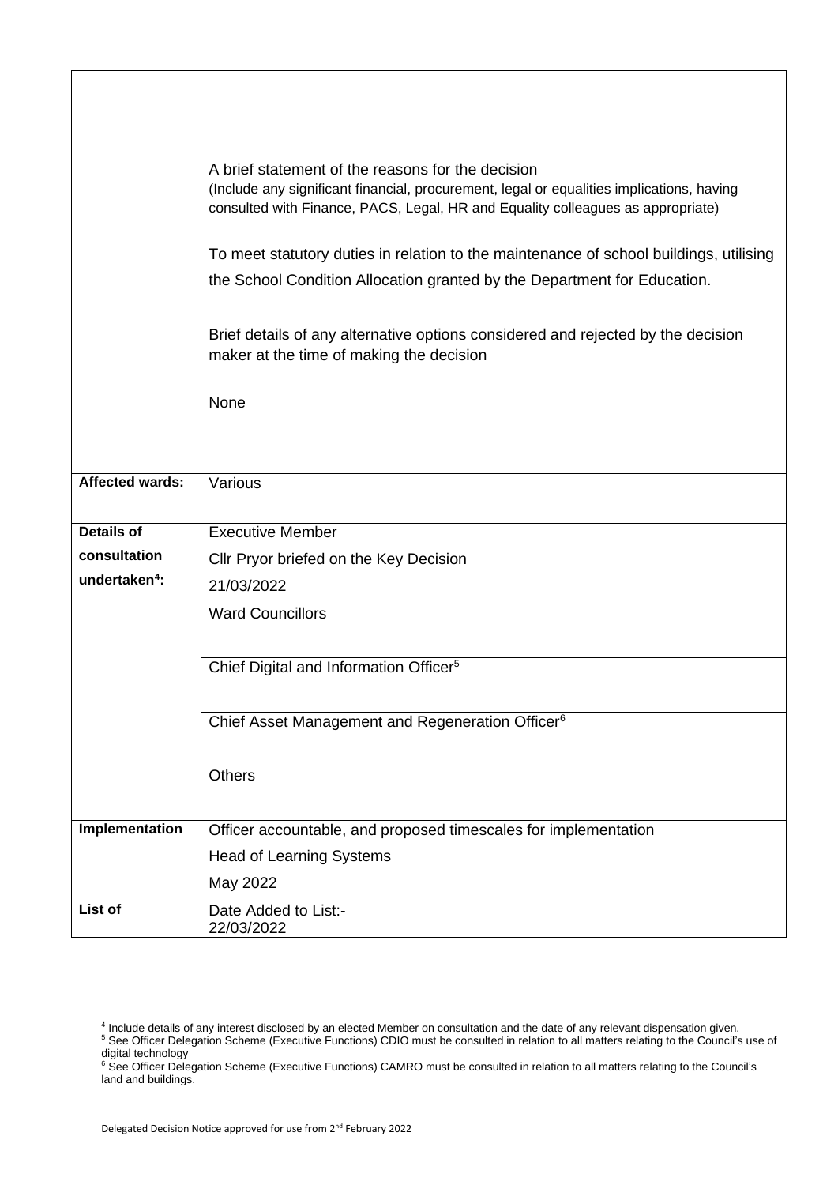| | |
|---|---|
| | |
| | A brief statement of the reasons for the decision<br>(Include any significant financial, procurement, legal or equalities implications, having consulted with Finance, PACS, Legal, HR and Equality colleagues as appropriate)<br><br>To meet statutory duties in relation to the maintenance of school buildings, utilising the School Condition Allocation granted by the Department for Education. |
| | Brief details of any alternative options considered and rejected by the decision maker at the time of making the decision<br><br>None |
| **Affected wards:** | Various |
| **Details of consultation undertaken[4]:** | Executive Member<br>Cllr Pryor briefed on the Key Decision<br>21/03/2022 |
| | Ward Councillors |
| | Chief Digital and Information Officer[5] |
| | Chief Asset Management and Regeneration Officer[6] |
| | Others |
| **Implementation** | Officer accountable, and proposed timescales for implementation<br>Head of Learning Systems<br>May 2022 |
| **List of** | Date Added to List:-<br>22/03/2022 |

[4] Include details of any interest disclosed by an elected Member on consultation and the date of any relevant dispensation given.
[5] See Officer Delegation Scheme (Executive Functions) CDIO must be consulted in relation to all matters relating to the Council's use of digital technology
[6] See Officer Delegation Scheme (Executive Functions) CAMRO must be consulted in relation to all matters relating to the Council's land and buildings.

Delegated Decision Notice approved for use from 2nd February 2022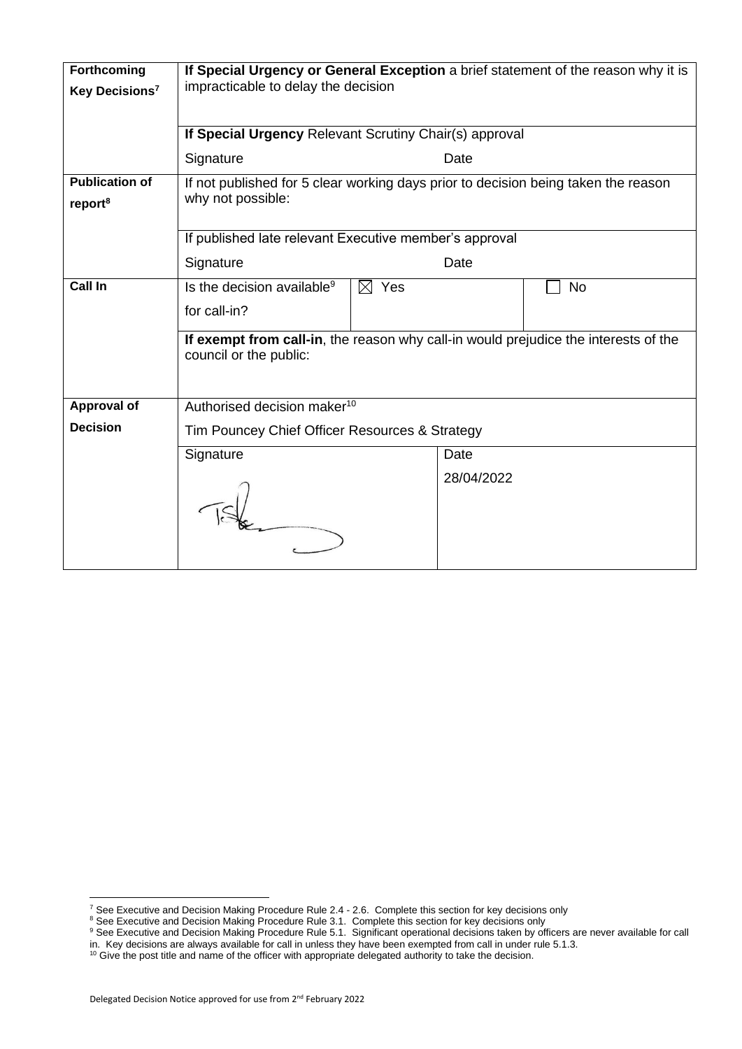| | | | |
|---|---|---|---|
| **Forthcoming Key Decisions**[7] | **If Special Urgency or General Exception** a brief statement of the reason why it is impracticable to delay the decision | | |
| | **If Special Urgency** Relevant Scrutiny Chair(s) approval<br>Signature Date | | |
| **Publication of report**[8] | If not published for 5 clear working days prior to decision being taken the reason why not possible: | | |
| | If published late relevant Executive member's approval<br>Signature Date | | |
| **Call In** | Is the decision available[9] for call-in? | ☒ Yes | ☐ No |
| | **If exempt from call-in**, the reason why call-in would prejudice the interests of the council or the public: | | |
| **Approval of Decision** | Authorised decision maker[10]<br>Tim Pouncey Chief Officer Resources & Strategy | | |
| | Signature | Date<br>28/04/2022 | |

[7] See Executive and Decision Making Procedure Rule 2.4 - 2.6. Complete this section for key decisions only

[8] See Executive and Decision Making Procedure Rule 3.1. Complete this section for key decisions only

[9] See Executive and Decision Making Procedure Rule 5.1. Significant operational decisions taken by officers are never available for call in. Key decisions are always available for call in unless they have been exempted from call in under rule 5.1.3.

[10] Give the post title and name of the officer with appropriate delegated authority to take the decision.

Delegated Decision Notice approved for use from 2nd February 2022